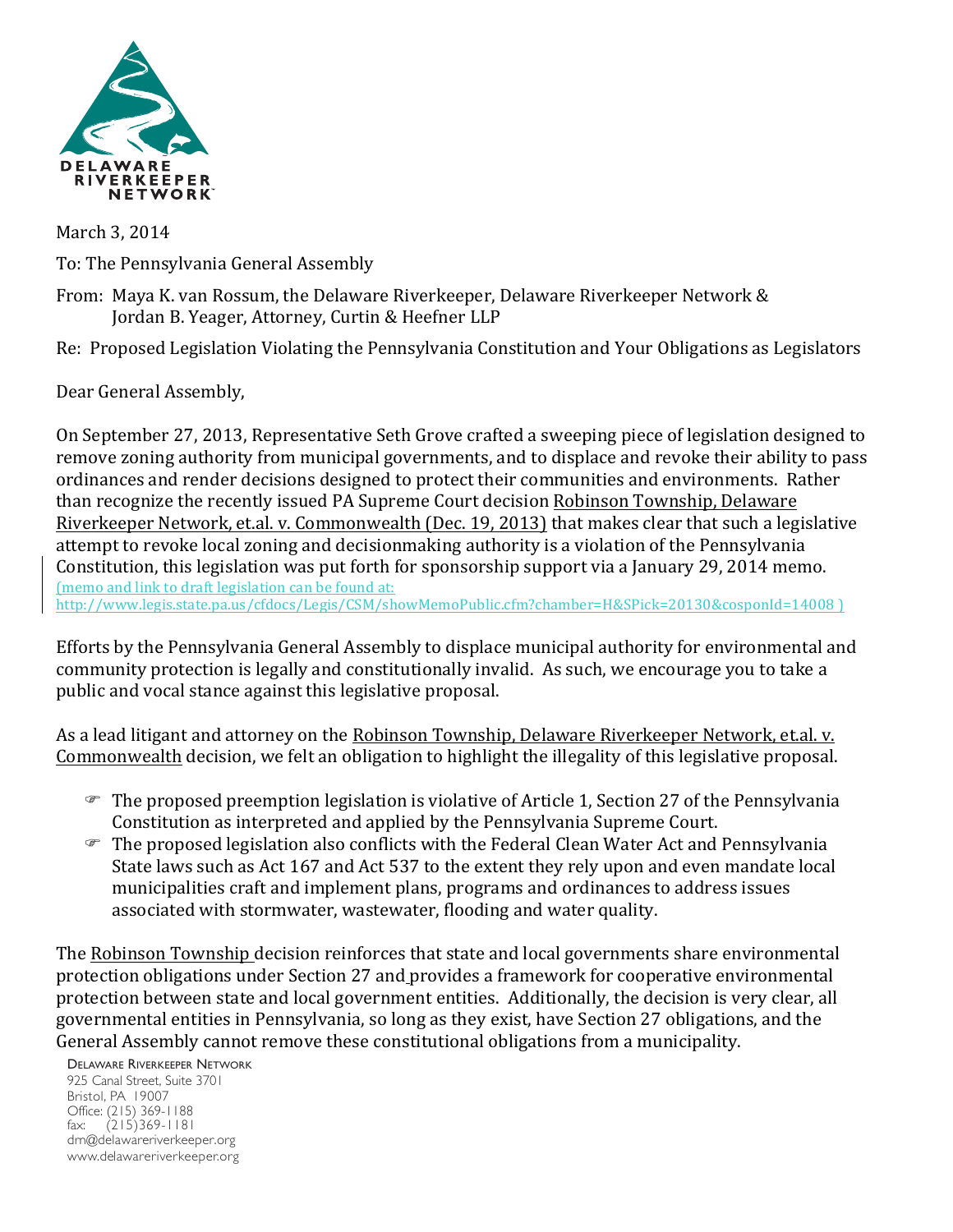DELAWARE RIVERKEEPER NETWORK

March 3, 2014

To: The Pennsylvania General Assembly

From: Maya K. van Rossum, the Delaware Riverkeeper, Delaware Riverkeeper Network &
Jordan B. Yeager, Attorney, Curtin & Heefner LLP

Re: Proposed Legislation Violating the Pennsylvania Constitution and Your Obligations as Legislators

Dear General Assembly,

On September 27, 2013, Representative Seth Grove crafted a sweeping piece of legislation designed to remove zoning authority from municipal governments, and to displace and revoke their ability to pass ordinances and render decisions designed to protect their communities and environments. Rather than recognize the recently issued PA Supreme Court decision Robinson Township, Delaware Riverkeeper Network, et.al. v. Commonwealth (Dec. 19, 2013) that makes clear that such a legislative attempt to revoke local zoning and decisionmaking authority is a violation of the Pennsylvania Constitution, this legislation was put forth for sponsorship support via a January 29, 2014 memo. (memo and link to draft legislation can be found at: http://www.legis.state.pa.us/cfdocs/Legis/CSM/showMemoPublic.cfm?chamber=H&SPick=20130&cosponId=14008 )

Efforts by the Pennsylvania General Assembly to displace municipal authority for environmental and community protection is legally and constitutionally invalid. As such, we encourage you to take a public and vocal stance against this legislative proposal.

As a lead litigant and attorney on the Robinson Township, Delaware Riverkeeper Network, et.al. v. Commonwealth decision, we felt an obligation to highlight the illegality of this legislative proposal.

- The proposed preemption legislation is violative of Article 1, Section 27 of the Pennsylvania Constitution as interpreted and applied by the Pennsylvania Supreme Court.
- The proposed legislation also conflicts with the Federal Clean Water Act and Pennsylvania State laws such as Act 167 and Act 537 to the extent they rely upon and even mandate local municipalities craft and implement plans, programs and ordinances to address issues associated with stormwater, wastewater, flooding and water quality.

The Robinson Township decision reinforces that state and local governments share environmental protection obligations under Section 27 and provides a framework for cooperative environmental protection between state and local government entities. Additionally, the decision is very clear, all governmental entities in Pennsylvania, so long as they exist, have Section 27 obligations, and the General Assembly cannot remove these constitutional obligations from a municipality.

DELAWARE RIVERKEEPER NETWORK
925 Canal Street, Suite 3701
Bristol, PA 19007
Office: (215) 369-1188
fax: (215)369-1181
drn@delawareriverkeeper.org
www.delawareriverkeeper.org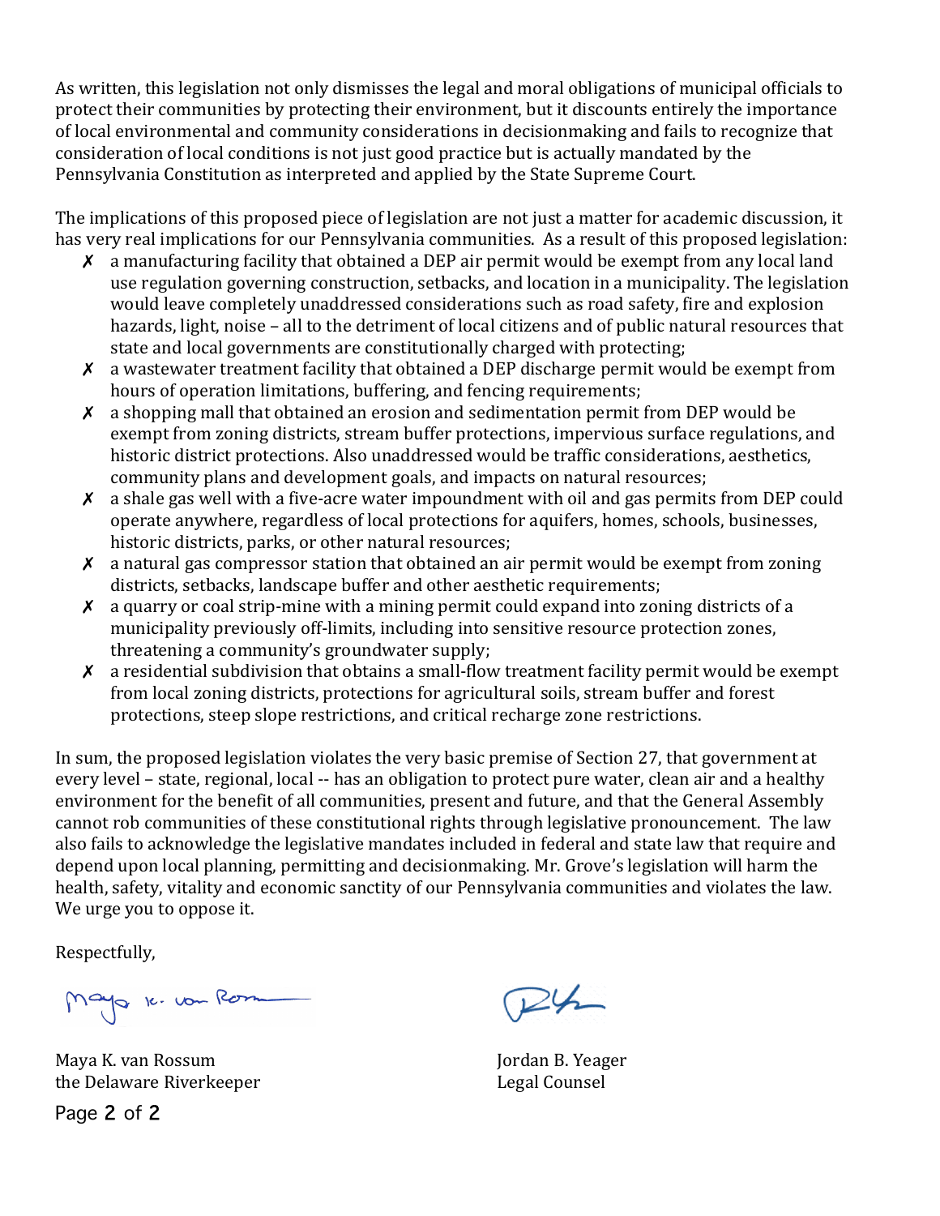As written, this legislation not only dismisses the legal and moral obligations of municipal officials to protect their communities by protecting their environment, but it discounts entirely the importance of local environmental and community considerations in decisionmaking and fails to recognize that consideration of local conditions is not just good practice but is actually mandated by the Pennsylvania Constitution as interpreted and applied by the State Supreme Court.

The implications of this proposed piece of legislation are not just a matter for academic discussion, it has very real implications for our Pennsylvania communities. As a result of this proposed legislation:

- ✗ a manufacturing facility that obtained a DEP air permit would be exempt from any local land use regulation governing construction, setbacks, and location in a municipality. The legislation would leave completely unaddressed considerations such as road safety, fire and explosion hazards, light, noise – all to the detriment of local citizens and of public natural resources that state and local governments are constitutionally charged with protecting;
- ✗ a wastewater treatment facility that obtained a DEP discharge permit would be exempt from hours of operation limitations, buffering, and fencing requirements;
- ✗ a shopping mall that obtained an erosion and sedimentation permit from DEP would be exempt from zoning districts, stream buffer protections, impervious surface regulations, and historic district protections. Also unaddressed would be traffic considerations, aesthetics, community plans and development goals, and impacts on natural resources;
- ✗ a shale gas well with a five-acre water impoundment with oil and gas permits from DEP could operate anywhere, regardless of local protections for aquifers, homes, schools, businesses, historic districts, parks, or other natural resources;
- ✗ a natural gas compressor station that obtained an air permit would be exempt from zoning districts, setbacks, landscape buffer and other aesthetic requirements;
- ✗ a quarry or coal strip-mine with a mining permit could expand into zoning districts of a municipality previously off-limits, including into sensitive resource protection zones, threatening a community's groundwater supply;
- ✗ a residential subdivision that obtains a small-flow treatment facility permit would be exempt from local zoning districts, protections for agricultural soils, stream buffer and forest protections, steep slope restrictions, and critical recharge zone restrictions.

In sum, the proposed legislation violates the very basic premise of Section 27, that government at every level – state, regional, local -- has an obligation to protect pure water, clean air and a healthy environment for the benefit of all communities, present and future, and that the General Assembly cannot rob communities of these constitutional rights through legislative pronouncement. The law also fails to acknowledge the legislative mandates included in federal and state law that require and depend upon local planning, permitting and decisionmaking. Mr. Grove's legislation will harm the health, safety, vitality and economic sanctity of our Pennsylvania communities and violates the law. We urge you to oppose it.

Respectfully,

Maya K. van Rossum
the Delaware Riverkeeper

Jordan B. Yeager
Legal Counsel